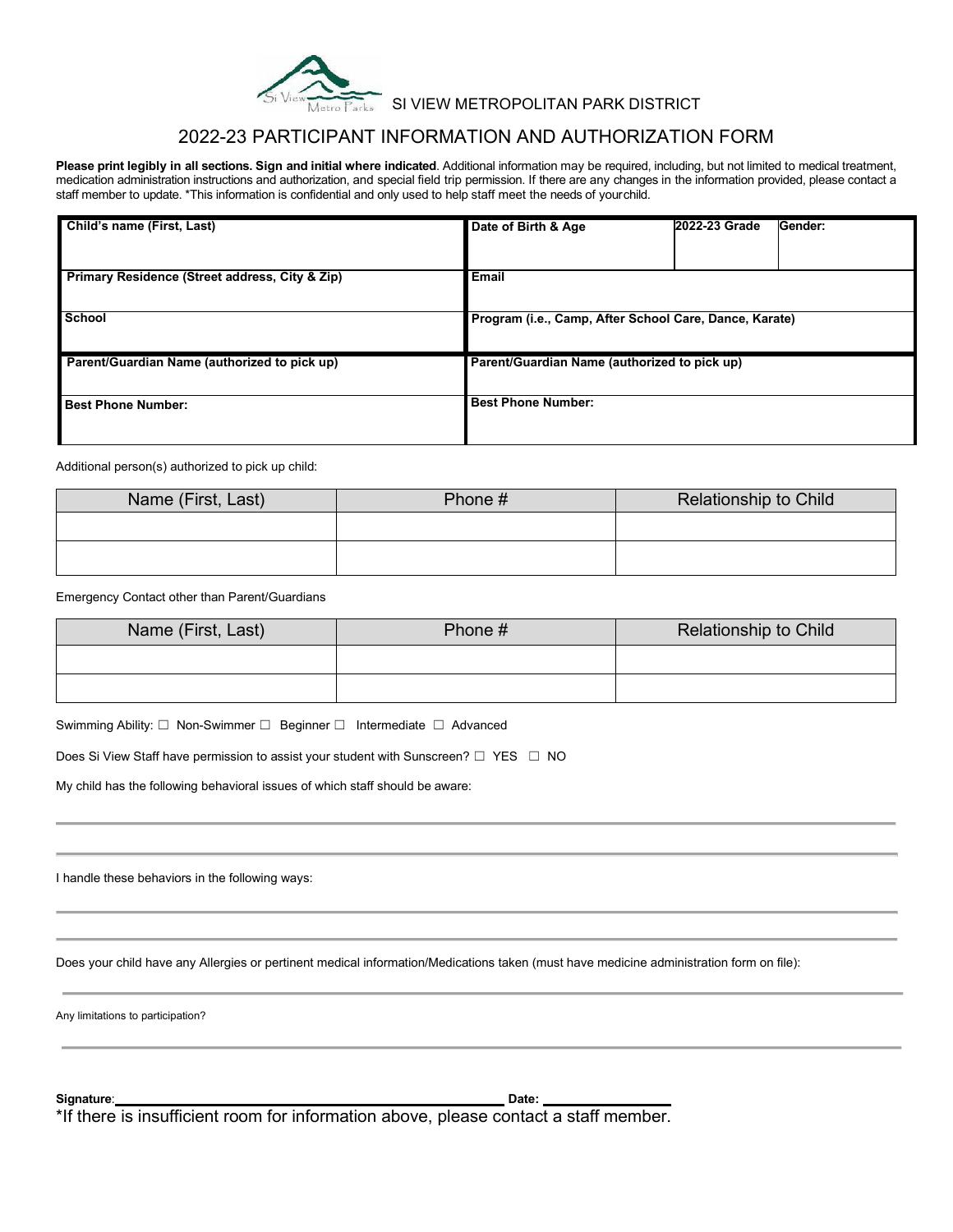SI VIEW METROPOLITAN PARK DISTRICT

# 2022-23 PARTICIPANT INFORMATION AND AUTHORIZATION FORM

**Please print legibly in all sections. Sign and initial where indicated**. Additional information may be required, including, but not limited to medical treatment, medication administration instructions and authorization, and special field trip permission. If there are any changes in the information provided, please contact a staff member to update. *This information is confidential and only used to help staff meet the needs of your child.

| **Child's name (First, Last)** | **Date of Birth & Age** | **2022-23 Grade** | **Gender:** |
|---|---|---|---|
| **Primary Residence (Street address, City & Zip)** | **Email** | | |
| **School** | **Program (i.e., Camp, After School Care, Dance, Karate)** | | |
| **Parent/Guardian Name (authorized to pick up)** | **Parent/Guardian Name (authorized to pick up)** | | |
| **Best Phone Number:** | **Best Phone Number:** | | |

Additional person(s) authorized to pick up child:

| Name (First, Last) | Phone # | Relationship to Child |
|---|---|---|
| | | |
| | | |

Emergency Contact other than Parent/Guardians

| Name (First, Last) | Phone # | Relationship to Child |
|---|---|---|
| | | |
| | | |

Swimming Ability: ☐ Non-Swimmer ☐ Beginner ☐ Intermediate ☐ Advanced

Does Si View Staff have permission to assist your student with Sunscreen? ☐ YES ☐ NO

My child has the following behavioral issues of which staff should be aware:

______________________________________________________________________

______________________________________________________________________

I handle these behaviors in the following ways:

______________________________________________________________________

______________________________________________________________________

Does your child have any Allergies or pertinent medical information/Medications taken (must have medicine administration form on file):

______________________________________________________________________

Any limitations to participation?

______________________________________________________________________

**Signature**:______________________________________________ **Date:** ________________

*If there is insufficient room for information above, please contact a staff member.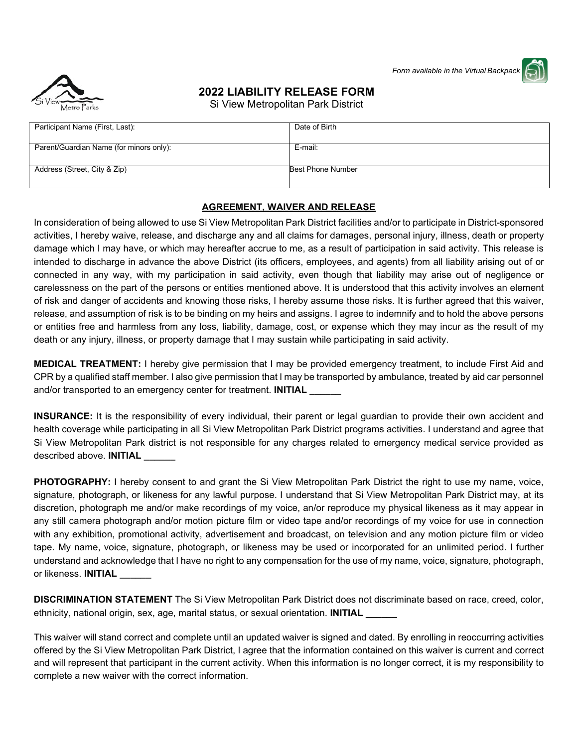*Form available in the Virtual Backpack*

# 2022 LIABILITY RELEASE FORM

Si View Metropolitan Park District

| Participant Name (First, Last): | Date of Birth |
| --- | --- |
| Parent/Guardian Name (for minors only): | E-mail: |
| Address (Street, City & Zip) | Best Phone Number |

## AGREEMENT, WAIVER AND RELEASE

In consideration of being allowed to use Si View Metropolitan Park District facilities and/or to participate in District-sponsored activities, I hereby waive, release, and discharge any and all claims for damages, personal injury, illness, death or property damage which I may have, or which may hereafter accrue to me, as a result of participation in said activity. This release is intended to discharge in advance the above District (its officers, employees, and agents) from all liability arising out of or connected in any way, with my participation in said activity, even though that liability may arise out of negligence or carelessness on the part of the persons or entities mentioned above. It is understood that this activity involves an element of risk and danger of accidents and knowing those risks, I hereby assume those risks. It is further agreed that this waiver, release, and assumption of risk is to be binding on my heirs and assigns. I agree to indemnify and to hold the above persons or entities free and harmless from any loss, liability, damage, cost, or expense which they may incur as the result of my death or any injury, illness, or property damage that I may sustain while participating in said activity.

**MEDICAL TREATMENT:** I hereby give permission that I may be provided emergency treatment, to include First Aid and CPR by a qualified staff member. I also give permission that I may be transported by ambulance, treated by aid car personnel and/or transported to an emergency center for treatment. **INITIAL ______**

**INSURANCE:** It is the responsibility of every individual, their parent or legal guardian to provide their own accident and health coverage while participating in all Si View Metropolitan Park District programs activities. I understand and agree that Si View Metropolitan Park district is not responsible for any charges related to emergency medical service provided as described above. **INITIAL ______**

**PHOTOGRAPHY:** I hereby consent to and grant the Si View Metropolitan Park District the right to use my name, voice, signature, photograph, or likeness for any lawful purpose. I understand that Si View Metropolitan Park District may, at its discretion, photograph me and/or make recordings of my voice, an/or reproduce my physical likeness as it may appear in any still camera photograph and/or motion picture film or video tape and/or recordings of my voice for use in connection with any exhibition, promotional activity, advertisement and broadcast, on television and any motion picture film or video tape. My name, voice, signature, photograph, or likeness may be used or incorporated for an unlimited period. I further understand and acknowledge that I have no right to any compensation for the use of my name, voice, signature, photograph, or likeness. **INITIAL ______**

**DISCRIMINATION STATEMENT** The Si View Metropolitan Park District does not discriminate based on race, creed, color, ethnicity, national origin, sex, age, marital status, or sexual orientation. **INITIAL ______**

This waiver will stand correct and complete until an updated waiver is signed and dated. By enrolling in reoccurring activities offered by the Si View Metropolitan Park District, I agree that the information contained on this waiver is current and correct and will represent that participant in the current activity. When this information is no longer correct, it is my responsibility to complete a new waiver with the correct information.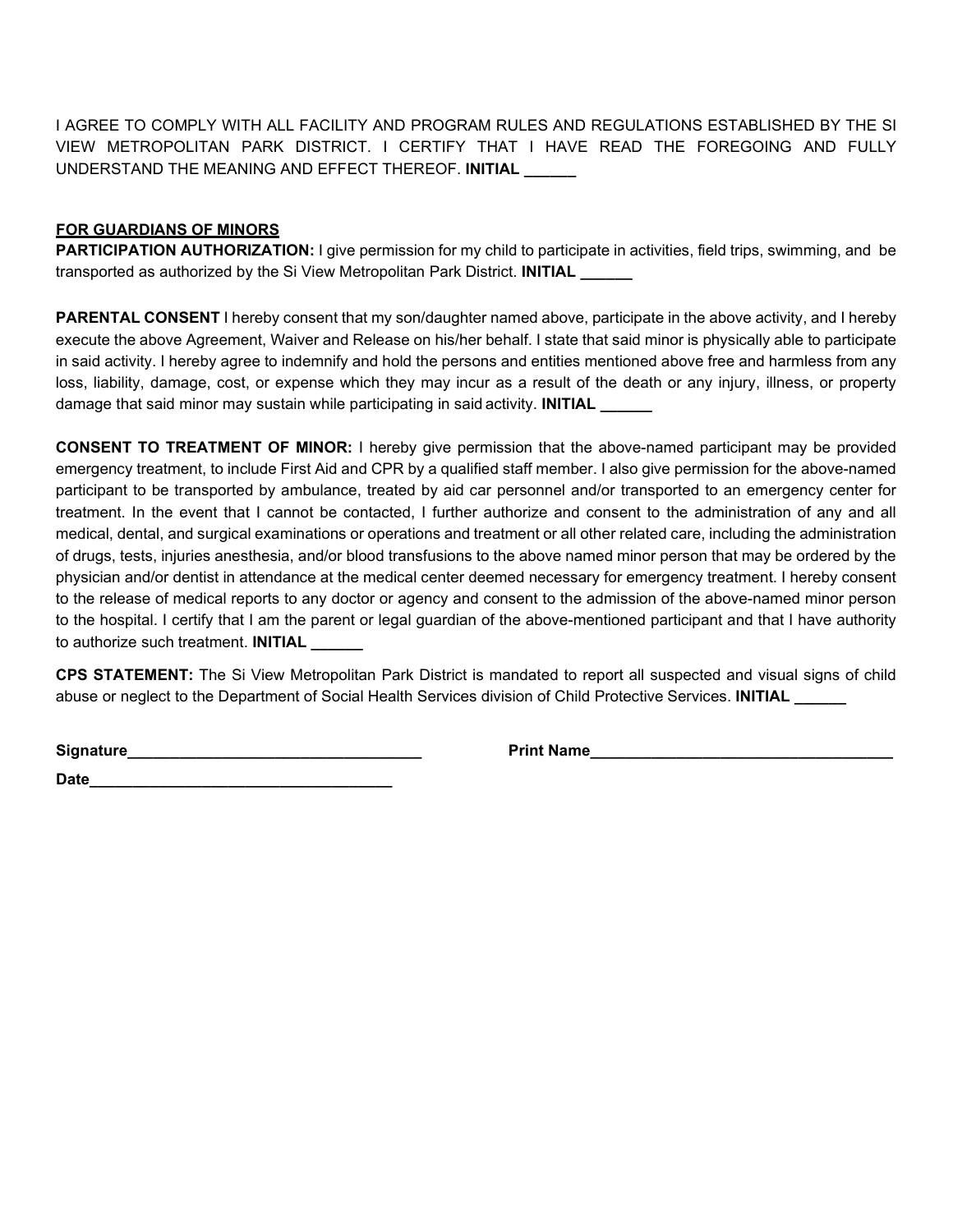I AGREE TO COMPLY WITH ALL FACILITY AND PROGRAM RULES AND REGULATIONS ESTABLISHED BY THE SI VIEW METROPOLITAN PARK DISTRICT. I CERTIFY THAT I HAVE READ THE FOREGOING AND FULLY UNDERSTAND THE MEANING AND EFFECT THEREOF. **INITIAL ______**

**FOR GUARDIANS OF MINORS**

**PARTICIPATION AUTHORIZATION:** I give permission for my child to participate in activities, field trips, swimming, and be transported as authorized by the Si View Metropolitan Park District. **INITIAL ______**

**PARENTAL CONSENT** I hereby consent that my son/daughter named above, participate in the above activity, and I hereby execute the above Agreement, Waiver and Release on his/her behalf. I state that said minor is physically able to participate in said activity. I hereby agree to indemnify and hold the persons and entities mentioned above free and harmless from any loss, liability, damage, cost, or expense which they may incur as a result of the death or any injury, illness, or property damage that said minor may sustain while participating in said activity. **INITIAL ______**

**CONSENT TO TREATMENT OF MINOR:** I hereby give permission that the above-named participant may be provided emergency treatment, to include First Aid and CPR by a qualified staff member. I also give permission for the above-named participant to be transported by ambulance, treated by aid car personnel and/or transported to an emergency center for treatment. In the event that I cannot be contacted, I further authorize and consent to the administration of any and all medical, dental, and surgical examinations or operations and treatment or all other related care, including the administration of drugs, tests, injuries anesthesia, and/or blood transfusions to the above named minor person that may be ordered by the physician and/or dentist in attendance at the medical center deemed necessary for emergency treatment. I hereby consent to the release of medical reports to any doctor or agency and consent to the admission of the above-named minor person to the hospital. I certify that I am the parent or legal guardian of the above-mentioned participant and that I have authority to authorize such treatment. **INITIAL ______**

**CPS STATEMENT:** The Si View Metropolitan Park District is mandated to report all suspected and visual signs of child abuse or neglect to the Department of Social Health Services division of Child Protective Services. **INITIAL ______**

**Signature__________________________________** **Print Name___________________________________**

**Date___________________________________**